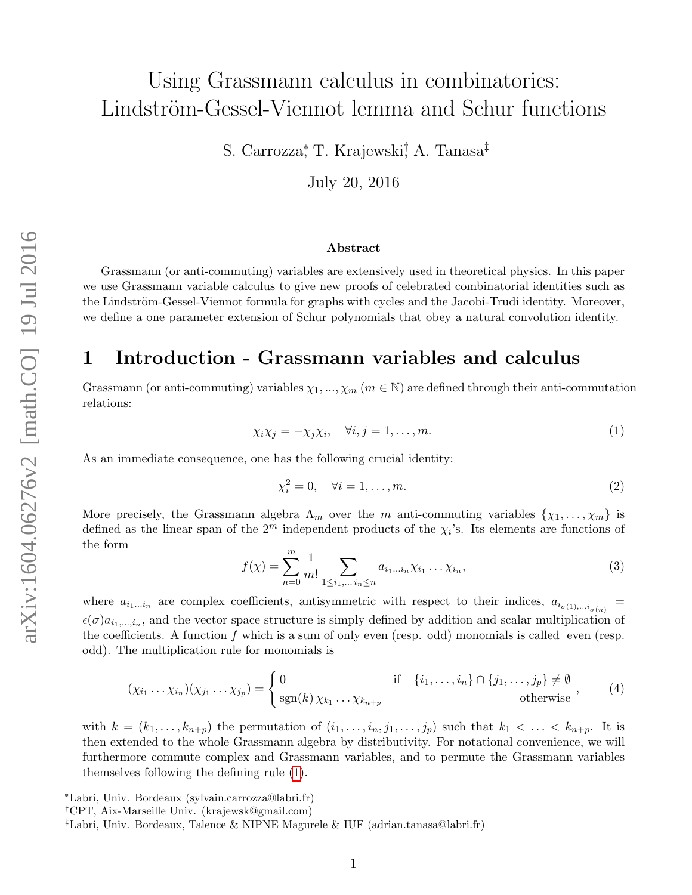# Using Grassmann calculus in combinatorics: Lindström-Gessel-Viennot lemma and Schur functions

S. Carrozza[*], T. Krajewski[†], A. Tanasa[‡]

July 20, 2016

### Abstract

Grassmann (or anti-commuting) variables are extensively used in theoretical physics. In this paper we use Grassmann variable calculus to give new proofs of celebrated combinatorial identities such as the Lindström-Gessel-Viennot formula for graphs with cycles and the Jacobi-Trudi identity. Moreover, we define a one parameter extension of Schur polynomials that obey a natural convolution identity.

## 1 Introduction - Grassmann variables and calculus

Grassmann (or anti-commuting) variables $\chi_1, ..., \chi_m$ ($m \in \mathbb{N}$) are defined through their anti-commutation relations:

$$\chi_i \chi_j = -\chi_j \chi_i, \quad \forall i, j = 1, \ldots, m. \tag{1}$$

As an immediate consequence, one has the following crucial identity:

$$\chi_i^2 = 0, \quad \forall i = 1, \ldots, m. \tag{2}$$

More precisely, the Grassmann algebra $\Lambda_m$ over the $m$ anti-commuting variables $\{\chi_1, \ldots, \chi_m\}$ is defined as the linear span of the $2^m$ independent products of the $\chi_i$'s. Its elements are functions of the form

$$f(\chi) = \sum_{n=0}^{m} \frac{1}{m!} \sum_{1 \leq i_1, \ldots i_n \leq n} a_{i_1 \ldots i_n} \chi_{i_1} \ldots \chi_{i_n}, \tag{3}$$

where $a_{i_1 \ldots i_n}$ are complex coefficients, antisymmetric with respect to their indices, $a_{i_{\sigma(1)}, \ldots i_{\sigma(n)}} = \epsilon(\sigma) a_{i_1, \ldots, i_n}$, and the vector space structure is simply defined by addition and scalar multiplication of the coefficients. A function $f$ which is a sum of only even (resp. odd) monomials is called even (resp. odd). The multiplication rule for monomials is

$$(\chi_{i_1} \ldots \chi_{i_n})(\chi_{j_1} \ldots \chi_{j_p}) = \begin{cases} 0 & \text{if} \quad \{i_1, \ldots, i_n\} \cap \{j_1, \ldots, j_p\} \neq \emptyset \\ \operatorname{sgn}(k) \, \chi_{k_1} \ldots \chi_{k_{n+p}} & \text{otherwise} \end{cases}, \tag{4}$$

with $k = (k_1, \ldots, k_{n+p})$ the permutation of $(i_1, \ldots, i_n, j_1, \ldots, j_p)$ such that $k_1 < \ldots < k_{n+p}$. It is then extended to the whole Grassmann algebra by distributivity. For notational convenience, we will furthermore commute complex and Grassmann variables, and to permute the Grassmann variables themselves following the defining rule (1).

---

[*] Labri, Univ. Bordeaux (sylvain.carrozza@labri.fr)

[†] CPT, Aix-Marseille Univ. (krajewsk@gmail.com)

[‡] Labri, Univ. Bordeaux, Talence & NIPNE Magurele & IUF (adrian.tanasa@labri.fr)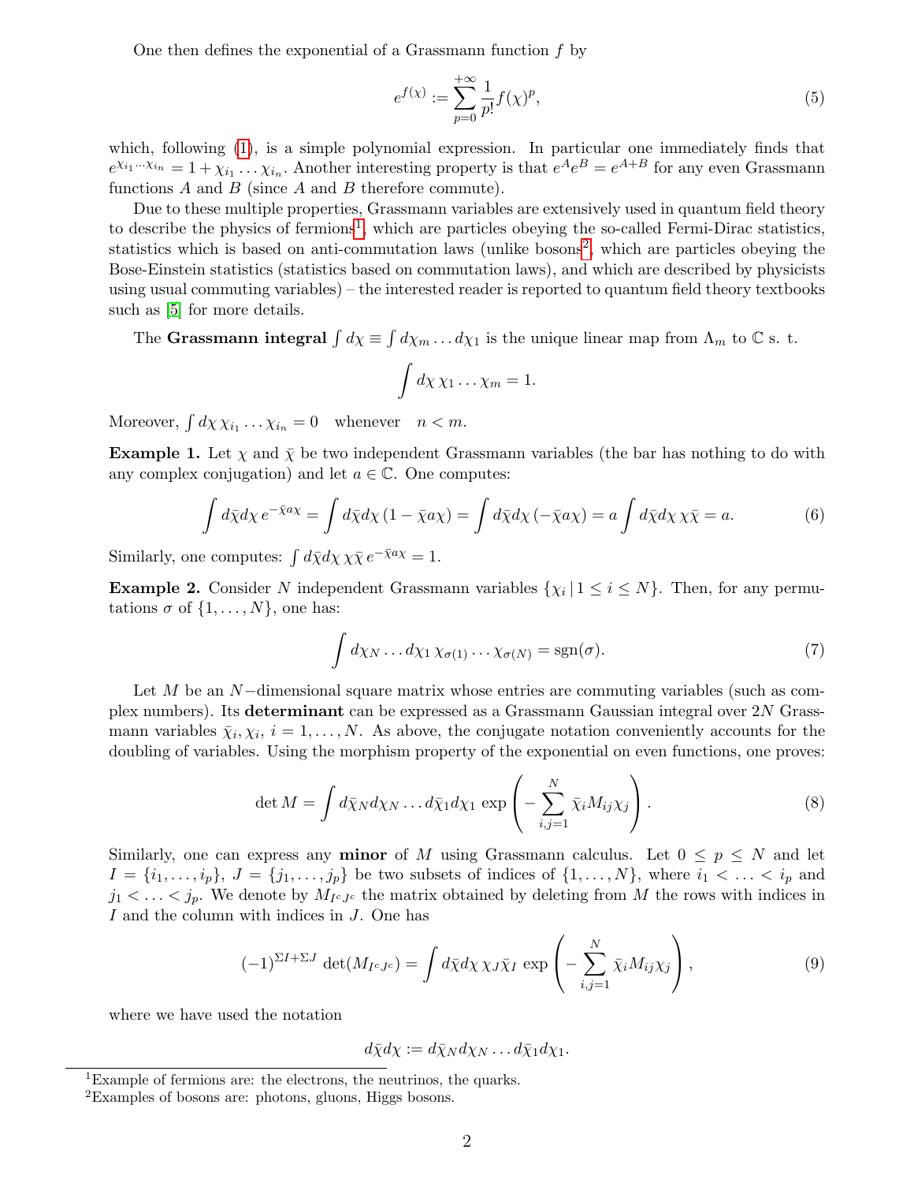One then defines the exponential of a Grassmann function $f$ by

$$e^{f(\chi)} := \sum_{p=0}^{+\infty} \frac{1}{p!} f(\chi)^p, \tag{5}$$

which, following (1), is a simple polynomial expression. In particular one immediately finds that $e^{\chi_{i_1}\cdots\chi_{i_n}} = 1 + \chi_{i_1}\ldots\chi_{i_n}$. Another interesting property is that $e^A e^B = e^{A+B}$ for any even Grassmann functions $A$ and $B$ (since $A$ and $B$ therefore commute).

Due to these multiple properties, Grassmann variables are extensively used in quantum field theory to describe the physics of fermions[1], which are particles obeying the so-called Fermi-Dirac statistics, statistics which is based on anti-commutation laws (unlike bosons[2], which are particles obeying the Bose-Einstein statistics (statistics based on commutation laws), and which are described by physicists using usual commuting variables) – the interested reader is reported to quantum field theory textbooks such as [5] for more details.

The **Grassmann integral** $\int d\chi \equiv \int d\chi_m \ldots d\chi_1$ is the unique linear map from $\Lambda_m$ to $\mathbb{C}$ s. t.

$$\int d\chi \, \chi_1 \ldots \chi_m = 1.$$

Moreover, $\int d\chi \, \chi_{i_1} \ldots \chi_{i_n} = 0 \quad$ whenever $\quad n < m$.

**Example 1.** Let $\chi$ and $\bar\chi$ be two independent Grassmann variables (the bar has nothing to do with any complex conjugation) and let $a \in \mathbb{C}$. One computes:

$$\int d\bar\chi d\chi \, e^{-\bar\chi a \chi} = \int d\bar\chi d\chi \, (1 - \bar\chi a \chi) = \int d\bar\chi d\chi \, (-\bar\chi a \chi) = a \int d\bar\chi d\chi \, \chi\bar\chi = a. \tag{6}$$

Similarly, one computes: $\int d\bar\chi d\chi \, \chi\bar\chi \, e^{-\bar\chi a \chi} = 1$.

**Example 2.** Consider $N$ independent Grassmann variables $\{\chi_i \,|\, 1 \le i \le N\}$. Then, for any permutations $\sigma$ of $\{1, \ldots, N\}$, one has:

$$\int d\chi_N \ldots d\chi_1 \, \chi_{\sigma(1)} \ldots \chi_{\sigma(N)} = \mathrm{sgn}(\sigma). \tag{7}$$

Let $M$ be an $N-$dimensional square matrix whose entries are commuting variables (such as complex numbers). Its **determinant** can be expressed as a Grassmann Gaussian integral over $2N$ Grassmann variables $\bar\chi_i, \chi_i$, $i = 1, \ldots, N$. As above, the conjugate notation conveniently accounts for the doubling of variables. Using the morphism property of the exponential on even functions, one proves:

$$\det M = \int d\bar\chi_N d\chi_N \ldots d\bar\chi_1 d\chi_1 \, \exp\left( - \sum_{i,j=1}^{N} \bar\chi_i M_{ij} \chi_j \right). \tag{8}$$

Similarly, one can express any **minor** of $M$ using Grassmann calculus. Let $0 \le p \le N$ and let $I = \{i_1, \ldots, i_p\}$, $J = \{j_1, \ldots, j_p\}$ be two subsets of indices of $\{1, \ldots, N\}$, where $i_1 < \ldots < i_p$ and $j_1 < \ldots < j_p$. We denote by $M_{I^c J^c}$ the matrix obtained by deleting from $M$ the rows with indices in $I$ and the column with indices in $J$. One has

$$(-1)^{\Sigma I + \Sigma J} \det(M_{I^c J^c}) = \int d\bar\chi d\chi \, \chi_J \bar\chi_I \, \exp\left( - \sum_{i,j=1}^{N} \bar\chi_i M_{ij} \chi_j \right), \tag{9}$$

where we have used the notation

$$d\bar\chi d\chi := d\bar\chi_N d\chi_N \ldots d\bar\chi_1 d\chi_1.$$

[1] Example of fermions are: the electrons, the neutrinos, the quarks.

[2] Examples of bosons are: photons, gluons, Higgs bosons.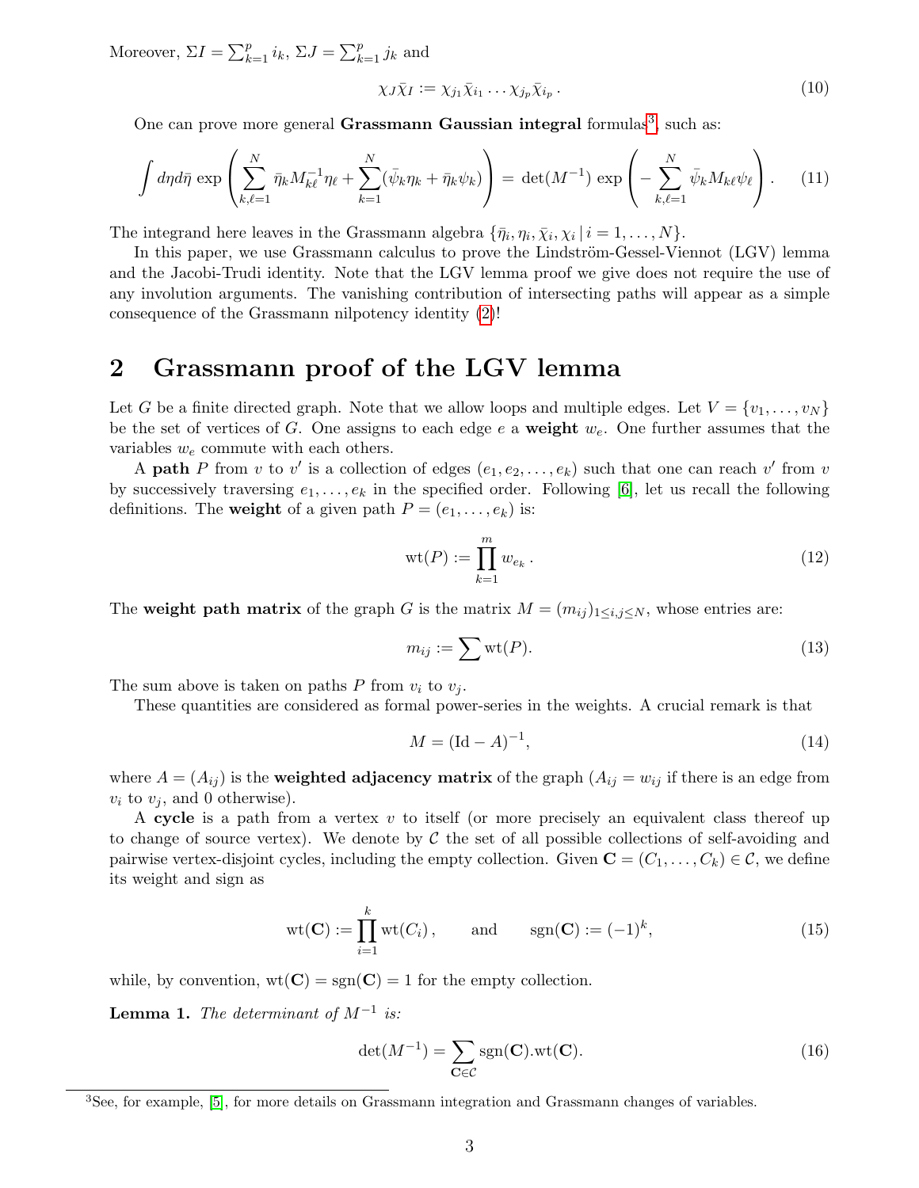Moreover, $\Sigma I = \sum_{k=1}^{p} i_k$, $\Sigma J = \sum_{k=1}^{p} j_k$ and

$$
\chi_J \bar{\chi}_I := \chi_{j_1} \bar{\chi}_{i_1} \dots \chi_{j_p} \bar{\chi}_{i_p} \,. \tag{10}
$$

One can prove more general **Grassmann Gaussian integral** formulas[3], such as:

$$
\int d\eta d\bar{\eta} \, \exp\left( \sum_{k,\ell=1}^{N} \bar{\eta}_k M^{-1}_{k\ell} \eta_\ell + \sum_{k=1}^{N} (\bar{\psi}_k \eta_k + \bar{\eta}_k \psi_k) \right) = \det(M^{-1}) \, \exp\left( - \sum_{k,\ell=1}^{N} \bar{\psi}_k M_{k\ell} \psi_\ell \right). \tag{11}
$$

The integrand here leaves in the Grassmann algebra $\{\bar{\eta}_i, \eta_i, \bar{\chi}_i, \chi_i \,|\, i = 1, \dots, N\}$.

In this paper, we use Grassmann calculus to prove the Lindström-Gessel-Viennot (LGV) lemma and the Jacobi-Trudi identity. Note that the LGV lemma proof we give does not require the use of any involution arguments. The vanishing contribution of intersecting paths will appear as a simple consequence of the Grassmann nilpotency identity (2)!

## 2 Grassmann proof of the LGV lemma

Let $G$ be a finite directed graph. Note that we allow loops and multiple edges. Let $V = \{v_1, \dots, v_N\}$ be the set of vertices of $G$. One assigns to each edge $e$ a **weight** $w_e$. One further assumes that the variables $w_e$ commute with each others.

A **path** $P$ from $v$ to $v'$ is a collection of edges $(e_1, e_2, \dots, e_k)$ such that one can reach $v'$ from $v$ by successively traversing $e_1, \dots, e_k$ in the specified order. Following [6], let us recall the following definitions. The **weight** of a given path $P = (e_1, \dots, e_k)$ is:

$$
\mathrm{wt}(P) := \prod_{k=1}^{m} w_{e_k} \,. \tag{12}
$$

The **weight path matrix** of the graph $G$ is the matrix $M = (m_{ij})_{1 \le i,j \le N}$, whose entries are:

$$
m_{ij} := \sum \mathrm{wt}(P). \tag{13}
$$

The sum above is taken on paths $P$ from $v_i$ to $v_j$.

These quantities are considered as formal power-series in the weights. A crucial remark is that

$$
M = (\mathrm{Id} - A)^{-1}, \tag{14}
$$

where $A = (A_{ij})$ is the **weighted adjacency matrix** of the graph ($A_{ij} = w_{ij}$ if there is an edge from $v_i$ to $v_j$, and 0 otherwise).

A **cycle** is a path from a vertex $v$ to itself (or more precisely an equivalent class thereof up to change of source vertex). We denote by $\mathcal{C}$ the set of all possible collections of self-avoiding and pairwise vertex-disjoint cycles, including the empty collection. Given $\mathbf{C} = (C_1, \dots, C_k) \in \mathcal{C}$, we define its weight and sign as

$$
\mathrm{wt}(\mathbf{C}) := \prod_{i=1}^{k} \mathrm{wt}(C_i) \,, \qquad \text{and} \qquad \mathrm{sgn}(\mathbf{C}) := (-1)^k, \tag{15}
$$

while, by convention, $\mathrm{wt}(\mathbf{C}) = \mathrm{sgn}(\mathbf{C}) = 1$ for the empty collection.

**Lemma 1.** *The determinant of $M^{-1}$ is:*

$$
\det(M^{-1}) = \sum_{\mathbf{C} \in \mathcal{C}} \mathrm{sgn}(\mathbf{C}).\mathrm{wt}(\mathbf{C}). \tag{16}
$$

[3] See, for example, [5], for more details on Grassmann integration and Grassmann changes of variables.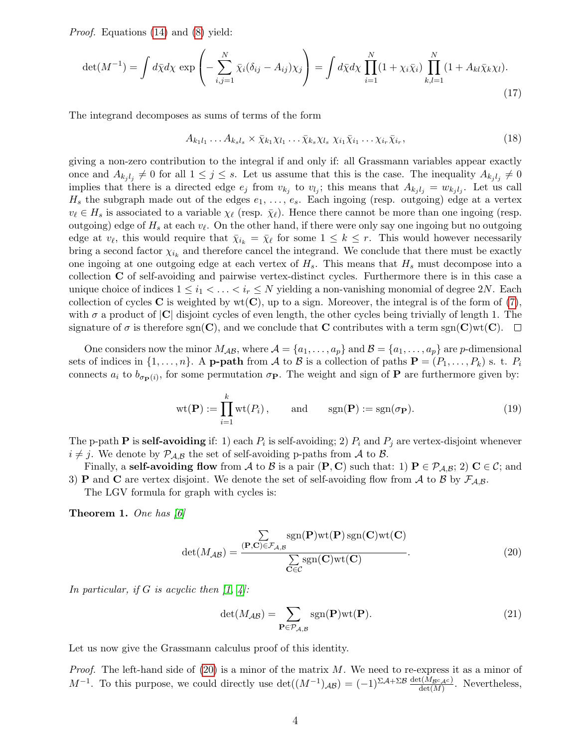*Proof.* Equations (14) and (8) yield:

$$\det(M^{-1}) = \int d\bar{\chi} d\chi \, \exp\left( - \sum_{i,j=1}^{N} \bar{\chi}_i (\delta_{ij} - A_{ij}) \chi_j \right) = \int d\bar{\chi} d\chi \prod_{i=1}^{N} (1 + \chi_i \bar{\chi}_i) \prod_{k,l=1}^{N} (1 + A_{kl} \bar{\chi}_k \chi_l). \tag{17}$$

The integrand decomposes as sums of terms of the form

$$A_{k_1 l_1} \dots A_{k_s l_s} \times \bar{\chi}_{k_1} \chi_{l_1} \dots \bar{\chi}_{k_s} \chi_{l_s} \; \chi_{i_1} \bar{\chi}_{i_1} \dots \chi_{i_r} \bar{\chi}_{i_r}, \tag{18}$$

giving a non-zero contribution to the integral if and only if: all Grassmann variables appear exactly once and $A_{k_j l_j} \neq 0$ for all $1 \leq j \leq s$. Let us assume that this is the case. The inequality $A_{k_j l_j} \neq 0$ implies that there is a directed edge $e_j$ from $v_{k_j}$ to $v_{l_j}$; this means that $A_{k_j l_j} = w_{k_j l_j}$. Let us call $H_s$ the subgraph made out of the edges $e_1, \dots, e_s$. Each ingoing (resp. outgoing) edge at a vertex $v_\ell \in H_s$ is associated to a variable $\chi_\ell$ (resp. $\bar{\chi}_\ell$). Hence there cannot be more than one ingoing (resp. outgoing) edge of $H_s$ at each $v_\ell$. On the other hand, if there were only say one ingoing but no outgoing edge at $v_\ell$, this would require that $\bar{\chi}_{i_k} = \bar{\chi}_\ell$ for some $1 \leq k \leq r$. This would however necessarily bring a second factor $\chi_{i_k}$ and therefore cancel the integrand. We conclude that there must be exactly one ingoing at one outgoing edge at each vertex of $H_s$. This means that $H_s$ must decompose into a collection $\mathbf{C}$ of self-avoiding and pairwise vertex-distinct cycles. Furthermore there is in this case a unique choice of indices $1 \leq i_1 < \dots < i_r \leq N$ yielding a non-vanishing monomial of degree $2N$. Each collection of cycles $\mathbf{C}$ is weighted by $\mathrm{wt}(\mathbf{C})$, up to a sign. Moreover, the integral is of the form of (7), with $\sigma$ a product of $|\mathbf{C}|$ disjoint cycles of even length, the other cycles being trivially of length 1. The signature of $\sigma$ is therefore $\mathrm{sgn}(\mathbf{C})$, and we conclude that $\mathbf{C}$ contributes with a term $\mathrm{sgn}(\mathbf{C})\mathrm{wt}(\mathbf{C})$. ◻

One considers now the minor $M_{\mathcal{AB}}$, where $\mathcal{A} = \{a_1, \dots, a_p\}$ and $\mathcal{B} = \{a_1, \dots, a_p\}$ are $p$-dimensional sets of indices in $\{1, \dots, n\}$. A **p-path** from $\mathcal{A}$ to $\mathcal{B}$ is a collection of paths $\mathbf{P} = (P_1, \dots, P_k)$ s. t. $P_i$ connects $a_i$ to $b_{\sigma_{\mathbf{P}}(i)}$, for some permutation $\sigma_{\mathbf{P}}$. The weight and sign of $\mathbf{P}$ are furthermore given by:

$$\mathrm{wt}(\mathbf{P}) := \prod_{i=1}^{k} \mathrm{wt}(P_i), \qquad \text{and} \qquad \mathrm{sgn}(\mathbf{P}) := \mathrm{sgn}(\sigma_{\mathbf{P}}). \tag{19}$$

The p-path $\mathbf{P}$ is **self-avoiding** if: 1) each $P_i$ is self-avoiding; 2) $P_i$ and $P_j$ are vertex-disjoint whenever $i \neq j$. We denote by $\mathcal{P}_{\mathcal{A},\mathcal{B}}$ the set of self-avoiding p-paths from $\mathcal{A}$ to $\mathcal{B}$.

Finally, a **self-avoiding flow** from $\mathcal{A}$ to $\mathcal{B}$ is a pair $(\mathbf{P}, \mathbf{C})$ such that: 1) $\mathbf{P} \in \mathcal{P}_{\mathcal{A},\mathcal{B}}$; 2) $\mathbf{C} \in \mathcal{C}$; and 3) $\mathbf{P}$ and $\mathbf{C}$ are vertex disjoint. We denote the set of self-avoiding flow from $\mathcal{A}$ to $\mathcal{B}$ by $\mathcal{F}_{\mathcal{A},\mathcal{B}}$.

The LGV formula for graph with cycles is:

**Theorem 1.** *One has [6]*

$$\det(M_{\mathcal{AB}}) = \frac{\sum\limits_{(\mathbf{P},\mathbf{C}) \in \mathcal{F}_{\mathcal{A},\mathcal{B}}} \mathrm{sgn}(\mathbf{P})\mathrm{wt}(\mathbf{P})\,\mathrm{sgn}(\mathbf{C})\mathrm{wt}(\mathbf{C})}{\sum\limits_{\mathbf{C} \in \mathcal{C}} \mathrm{sgn}(\mathbf{C})\mathrm{wt}(\mathbf{C})}. \tag{20}$$

*In particular, if $G$ is acyclic then [1, 4]:*

$$\det(M_{\mathcal{AB}}) = \sum_{\mathbf{P} \in \mathcal{P}_{\mathcal{A},\mathcal{B}}} \mathrm{sgn}(\mathbf{P})\mathrm{wt}(\mathbf{P}). \tag{21}$$

Let us now give the Grassmann calculus proof of this identity.

*Proof.* The left-hand side of (20) is a minor of the matrix $M$. We need to re-express it as a minor of $M^{-1}$. To this purpose, we could directly use $\det((M^{-1})_{\mathcal{AB}}) = (-1)^{\Sigma\mathcal{A} + \Sigma\mathcal{B}} \frac{\det(M_{\mathcal{B}^c\mathcal{A}^c})}{\det(M)}$. Nevertheless,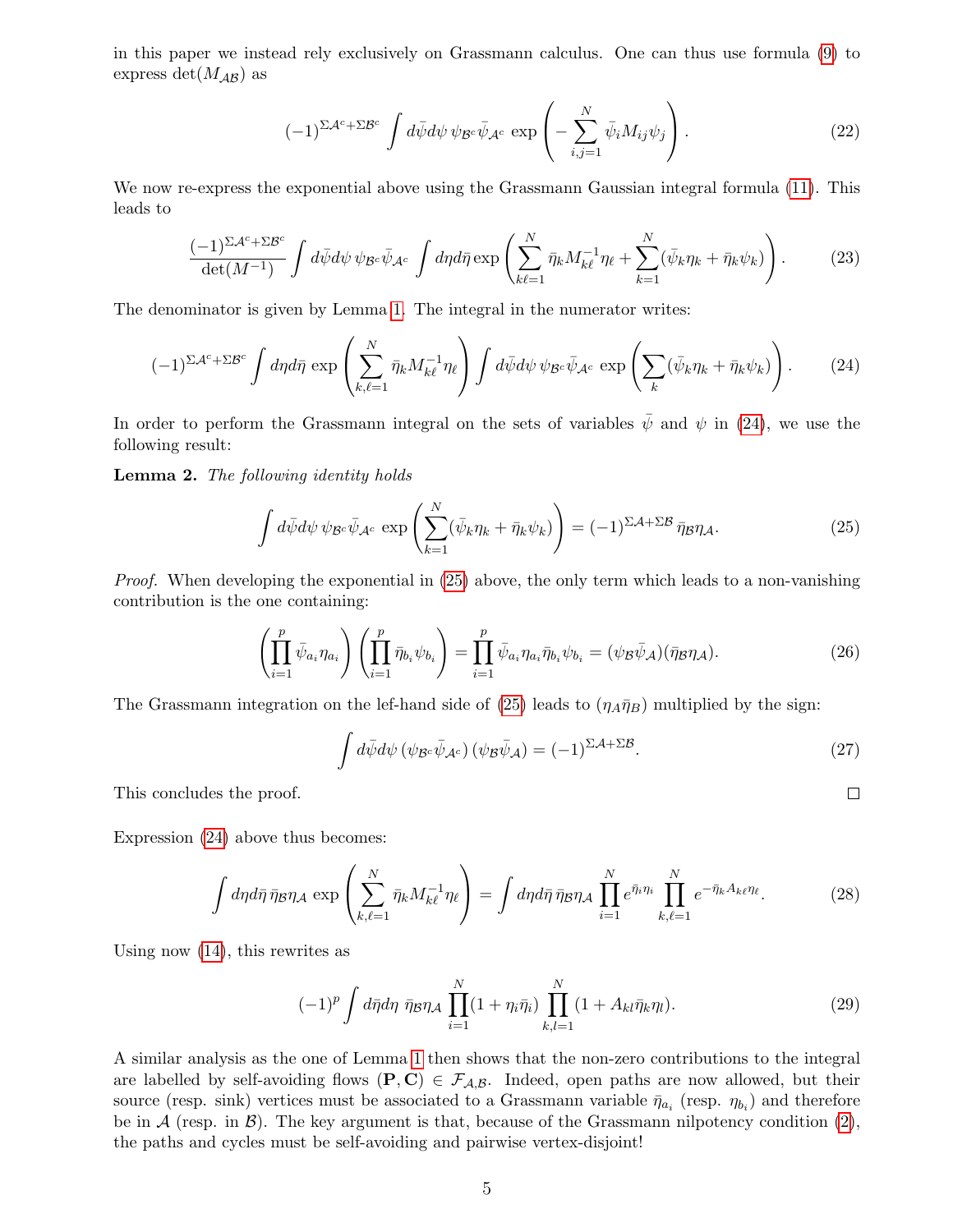in this paper we instead rely exclusively on Grassmann calculus. One can thus use formula (9) to express $\det(M_{\mathcal{AB}})$ as

$$(-1)^{\Sigma\mathcal{A}^c+\Sigma\mathcal{B}^c} \int d\bar{\psi}d\psi\, \psi_{\mathcal{B}^c}\bar{\psi}_{\mathcal{A}^c} \exp\left(-\sum_{i,j=1}^{N} \bar{\psi}_i M_{ij}\psi_j\right). \tag{22}$$

We now re-express the exponential above using the Grassmann Gaussian integral formula (11). This leads to

$$\frac{(-1)^{\Sigma\mathcal{A}^c+\Sigma\mathcal{B}^c}}{\det(M^{-1})} \int d\bar{\psi}d\psi\, \psi_{\mathcal{B}^c}\bar{\psi}_{\mathcal{A}^c} \int d\eta d\bar{\eta} \exp\left(\sum_{k\ell=1}^{N} \bar{\eta}_k M^{-1}_{k\ell}\eta_\ell + \sum_{k=1}^{N}(\bar{\psi}_k\eta_k + \bar{\eta}_k\psi_k)\right). \tag{23}$$

The denominator is given by Lemma 1. The integral in the numerator writes:

$$(-1)^{\Sigma\mathcal{A}^c+\Sigma\mathcal{B}^c} \int d\eta d\bar{\eta}\, \exp\left(\sum_{k,\ell=1}^{N} \bar{\eta}_k M^{-1}_{k\ell}\eta_\ell\right) \int d\bar{\psi}d\psi\, \psi_{\mathcal{B}^c}\bar{\psi}_{\mathcal{A}^c} \exp\left(\sum_{k}(\bar{\psi}_k\eta_k + \bar{\eta}_k\psi_k)\right). \tag{24}$$

In order to perform the Grassmann integral on the sets of variables $\bar{\psi}$ and $\psi$ in (24), we use the following result:

**Lemma 2.** *The following identity holds*

$$\int d\bar{\psi}d\psi\, \psi_{\mathcal{B}^c}\bar{\psi}_{\mathcal{A}^c} \exp\left(\sum_{k=1}^{N}(\bar{\psi}_k\eta_k + \bar{\eta}_k\psi_k)\right) = (-1)^{\Sigma\mathcal{A}+\Sigma\mathcal{B}}\, \bar{\eta}_{\mathcal{B}}\eta_{\mathcal{A}}. \tag{25}$$

*Proof.* When developing the exponential in (25) above, the only term which leads to a non-vanishing contribution is the one containing:

$$\left(\prod_{i=1}^{p} \bar{\psi}_{a_i}\eta_{a_i}\right)\left(\prod_{i=1}^{p} \bar{\eta}_{b_i}\psi_{b_i}\right) = \prod_{i=1}^{p} \bar{\psi}_{a_i}\eta_{a_i}\bar{\eta}_{b_i}\psi_{b_i} = (\psi_{\mathcal{B}}\bar{\psi}_{\mathcal{A}})(\bar{\eta}_{\mathcal{B}}\eta_{\mathcal{A}}). \tag{26}$$

The Grassmann integration on the lef-hand side of (25) leads to $(\eta_A\bar{\eta}_B)$ multiplied by the sign:

$$\int d\bar{\psi}d\psi\, (\psi_{\mathcal{B}^c}\bar{\psi}_{\mathcal{A}^c})\,(\psi_{\mathcal{B}}\bar{\psi}_{\mathcal{A}}) = (-1)^{\Sigma\mathcal{A}+\Sigma\mathcal{B}}. \tag{27}$$

This concludes the proof. □

Expression (24) above thus becomes:

$$\int d\eta d\bar{\eta}\, \bar{\eta}_{\mathcal{B}}\eta_{\mathcal{A}} \exp\left(\sum_{k,\ell=1}^{N} \bar{\eta}_k M^{-1}_{k\ell}\eta_\ell\right) = \int d\eta d\bar{\eta}\, \bar{\eta}_{\mathcal{B}}\eta_{\mathcal{A}} \prod_{i=1}^{N} e^{\bar{\eta}_i\eta_i} \prod_{k,\ell=1}^{N} e^{-\bar{\eta}_k A_{k\ell}\eta_\ell}. \tag{28}$$

Using now (14), this rewrites as

$$(-1)^p \int d\bar{\eta}d\eta\, \bar{\eta}_{\mathcal{B}}\eta_{\mathcal{A}} \prod_{i=1}^{N}(1+\eta_i\bar{\eta}_i) \prod_{k,l=1}^{N}(1+A_{kl}\bar{\eta}_k\eta_l). \tag{29}$$

A similar analysis as the one of Lemma 1 then shows that the non-zero contributions to the integral are labelled by self-avoiding flows $(\mathbf{P},\mathbf{C}) \in \mathcal{F}_{\mathcal{A},\mathcal{B}}$. Indeed, open paths are now allowed, but their source (resp. sink) vertices must be associated to a Grassmann variable $\bar{\eta}_{a_i}$ (resp. $\eta_{b_i}$) and therefore be in $\mathcal{A}$ (resp. in $\mathcal{B}$). The key argument is that, because of the Grassmann nilpotency condition (2), the paths and cycles must be self-avoiding and pairwise vertex-disjoint!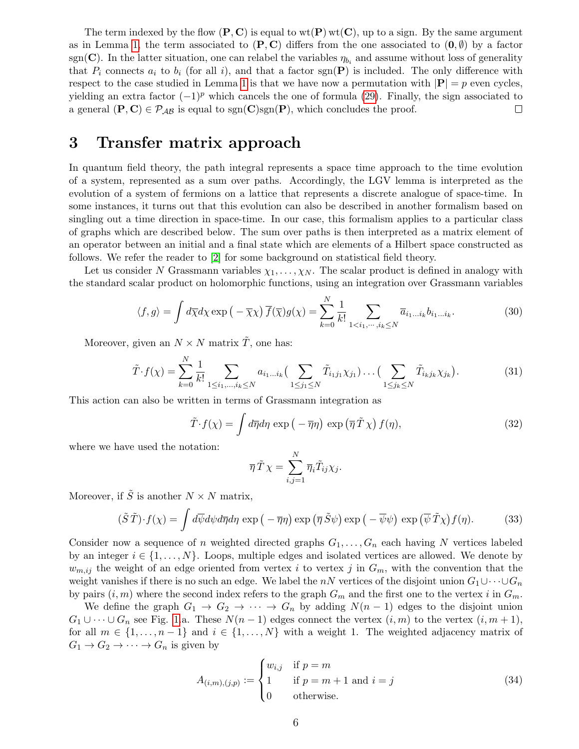The term indexed by the flow $(\mathbf{P}, \mathbf{C})$ is equal to $\mathrm{wt}(\mathbf{P})\,\mathrm{wt}(\mathbf{C})$, up to a sign. By the same argument as in Lemma 1, the term associated to $(\mathbf{P}, \mathbf{C})$ differs from the one associated to $(\mathbf{0}, \emptyset)$ by a factor $\mathrm{sgn}(\mathbf{C})$. In the latter situation, one can relabel the variables $\eta_{b_i}$ and assume without loss of generality that $P_i$ connects $a_i$ to $b_i$ (for all $i$), and that a factor $\mathrm{sgn}(\mathbf{P})$ is included. The only difference with respect to the case studied in Lemma 1 is that we have now a permutation with $|\mathbf{P}| = p$ even cycles, yielding an extra factor $(-1)^p$ which cancels the one of formula (29). Finally, the sign associated to a general $(\mathbf{P}, \mathbf{C}) \in \mathcal{P}_{\mathcal{AB}}$ is equal to $\mathrm{sgn}(\mathbf{C})\mathrm{sgn}(\mathbf{P})$, which concludes the proof. □

# 3 Transfer matrix approach

In quantum field theory, the path integral represents a space time approach to the time evolution of a system, represented as a sum over paths. Accordingly, the LGV lemma is interpreted as the evolution of a system of fermions on a lattice that represents a discrete analogue of space-time. In some instances, it turns out that this evolution can also be described in another formalism based on singling out a time direction in space-time. In our case, this formalism applies to a particular class of graphs which are described below. The sum over paths is then interpreted as a matrix element of an operator between an initial and a final state which are elements of a Hilbert space constructed as follows. We refer the reader to [2] for some background on statistical field theory.

Let us consider $N$ Grassmann variables $\chi_1, \ldots, \chi_N$. The scalar product is defined in analogy with the standard scalar product on holomorphic functions, using an integration over Grassmann variables

$$\langle f, g\rangle = \int d\overline{\chi} d\chi \exp\big(-\overline{\chi}\chi\big)\,\overline{f}(\overline{\chi})g(\chi) = \sum_{k=0}^{N}\frac{1}{k!}\sum_{1<i_1,\cdots,i_k\leq N}\overline{a}_{i_1\ldots i_k}b_{i_1\ldots i_k}. \tag{30}$$

Moreover, given an $N\times N$ matrix $\tilde{T}$, one has:

$$\tilde{T}\cdot f(\chi) = \sum_{k=0}^{N}\frac{1}{k!}\sum_{1\leq i_1,\ldots,i_k\leq N} a_{i_1\ldots i_k}\Big(\sum_{1\leq j_1\leq N}\tilde{T}_{i_1j_1}\chi_{j_1}\Big)\ldots\Big(\sum_{1\leq j_k\leq N}\tilde{T}_{i_kj_k}\chi_{j_k}\Big). \tag{31}$$

This action can also be written in terms of Grassmann integration as

$$\tilde{T}\cdot f(\chi) = \int d\overline{\eta}d\eta\,\exp\big(-\overline{\eta}\eta\big)\,\exp\big(\overline{\eta}\,\tilde{T}\,\chi\big)\,f(\eta), \tag{32}$$

where we have used the notation:

$$\overline{\eta}\,\tilde{T}\,\chi = \sum_{i,j=1}^{N}\overline{\eta}_i\tilde{T}_{ij}\chi_j.$$

Moreover, if $\tilde{S}$ is another $N\times N$ matrix,

$$(\tilde{S}\,\tilde{T})\cdot f(\chi) = \int d\overline{\psi}d\psi d\overline{\eta}d\eta\,\exp\big(-\overline{\eta}\eta\big)\exp\big(\overline{\eta}\,\tilde{S}\psi\big)\exp\big(-\overline{\psi}\psi\big)\,\exp\big(\overline{\psi}\,\tilde{T}\chi\big)f(\eta). \tag{33}$$

Consider now a sequence of $n$ weighted directed graphs $G_1, \ldots, G_n$ each having $N$ vertices labeled by an integer $i \in \{1, \ldots, N\}$. Loops, multiple edges and isolated vertices are allowed. We denote by $w_{m,ij}$ the weight of an edge oriented from vertex $i$ to vertex $j$ in $G_m$, with the convention that the weight vanishes if there is no such an edge. We label the $nN$ vertices of the disjoint union $G_1\cup\cdots\cup G_n$ by pairs $(i, m)$ where the second index refers to the graph $G_m$ and the first one to the vertex $i$ in $G_m$.

We define the graph $G_1 \to G_2 \to \cdots \to G_n$ by adding $N(n-1)$ edges to the disjoint union $G_1\cup\cdots\cup G_n$ see Fig. 1.a. These $N(n-1)$ edges connect the vertex $(i, m)$ to the vertex $(i, m+1)$, for all $m \in \{1, \ldots, n-1\}$ and $i \in \{1, \ldots, N\}$ with a weight 1. The weighted adjacency matrix of $G_1 \to G_2 \to \cdots \to G_n$ is given by

$$A_{(i,m),(j,p)} := \begin{cases} w_{i,j} & \text{if } p = m\\ 1 & \text{if } p = m+1 \text{ and } i = j\\ 0 & \text{otherwise.}\end{cases} \tag{34}$$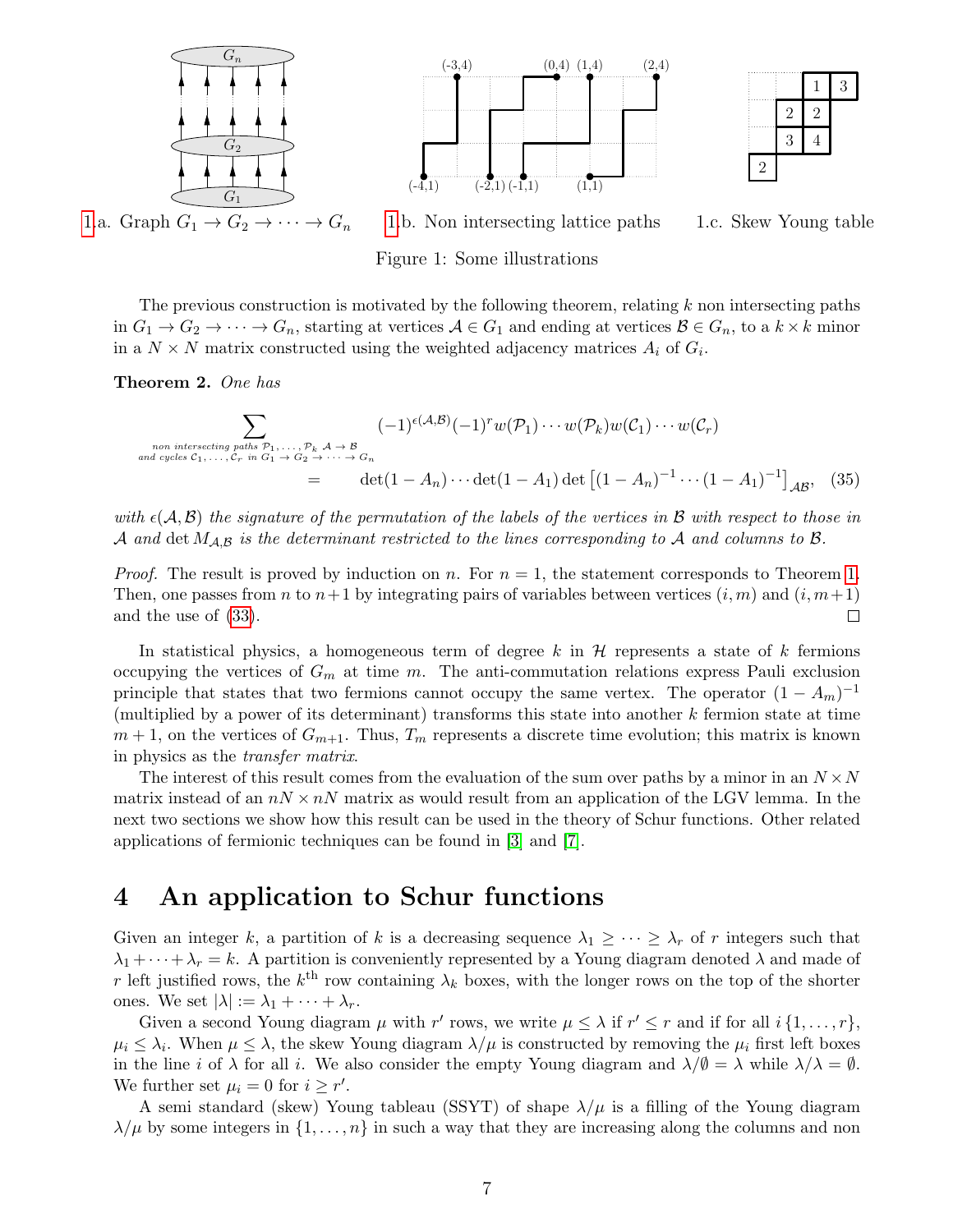1.a. Graph $G_1 \to G_2 \to \cdots \to G_n$  1.b. Non intersecting lattice paths  1.c. Skew Young table

Figure 1: Some illustrations

The previous construction is motivated by the following theorem, relating $k$ non intersecting paths in $G_1 \to G_2 \to \cdots \to G_n$, starting at vertices $\mathcal{A} \in G_1$ and ending at vertices $\mathcal{B} \in G_n$, to a $k \times k$ minor in a $N \times N$ matrix constructed using the weighted adjacency matrices $A_i$ of $G_i$.

**Theorem 2.** *One has*

$$\sum_{\substack{\text{non intersecting paths } \mathcal{P}_1,\dots,\mathcal{P}_k \ \mathcal{A}\to\mathcal{B} \\ \text{and cycles } \mathcal{C}_1,\dots,\mathcal{C}_r \text{ in } G_1 \to G_2 \to \cdots \to G_n}} (-1)^{\epsilon(\mathcal{A},\mathcal{B})}(-1)^r w(\mathcal{P}_1)\cdots w(\mathcal{P}_k) w(\mathcal{C}_1)\cdots w(\mathcal{C}_r)$$
$$= \quad \det(1-A_n)\cdots\det(1-A_1)\det\left[(1-A_n)^{-1}\cdots(1-A_1)^{-1}\right]_{\mathcal{A}\mathcal{B}}, \quad (35)$$

*with $\epsilon(\mathcal{A},\mathcal{B})$ the signature of the permutation of the labels of the vertices in $\mathcal{B}$ with respect to those in $\mathcal{A}$ and $\det M_{\mathcal{A},\mathcal{B}}$ is the determinant restricted to the lines corresponding to $\mathcal{A}$ and columns to $\mathcal{B}$.*

*Proof.* The result is proved by induction on $n$. For $n=1$, the statement corresponds to Theorem 1. Then, one passes from $n$ to $n+1$ by integrating pairs of variables between vertices $(i,m)$ and $(i,m+1)$ and the use of (33). □

In statistical physics, a homogeneous term of degree $k$ in $\mathcal{H}$ represents a state of $k$ fermions occupying the vertices of $G_m$ at time $m$. The anti-commutation relations express Pauli exclusion principle that states that two fermions cannot occupy the same vertex. The operator $(1-A_m)^{-1}$ (multiplied by a power of its determinant) transforms this state into another $k$ fermion state at time $m+1$, on the vertices of $G_{m+1}$. Thus, $T_m$ represents a discrete time evolution; this matrix is known in physics as the *transfer matrix*.

The interest of this result comes from the evaluation of the sum over paths by a minor in an $N \times N$ matrix instead of an $nN \times nN$ matrix as would result from an application of the LGV lemma. In the next two sections we show how this result can be used in the theory of Schur functions. Other related applications of fermionic techniques can be found in [3] and [7].

# 4 An application to Schur functions

Given an integer $k$, a partition of $k$ is a decreasing sequence $\lambda_1 \geq \cdots \geq \lambda_r$ of $r$ integers such that $\lambda_1 + \cdots + \lambda_r = k$. A partition is conveniently represented by a Young diagram denoted $\lambda$ and made of $r$ left justified rows, the $k^{\text{th}}$ row containing $\lambda_k$ boxes, with the longer rows on the top of the shorter ones. We set $|\lambda| := \lambda_1 + \cdots + \lambda_r$.

Given a second Young diagram $\mu$ with $r'$ rows, we write $\mu \leq \lambda$ if $r' \leq r$ and if for all $i\,\{1,\dots,r\}$, $\mu_i \leq \lambda_i$. When $\mu \leq \lambda$, the skew Young diagram $\lambda/\mu$ is constructed by removing the $\mu_i$ first left boxes in the line $i$ of $\lambda$ for all $i$. We also consider the empty Young diagram and $\lambda/\emptyset = \lambda$ while $\lambda/\lambda = \emptyset$. We further set $\mu_i = 0$ for $i \geq r'$.

A semi standard (skew) Young tableau (SSYT) of shape $\lambda/\mu$ is a filling of the Young diagram $\lambda/\mu$ by some integers in $\{1,\dots,n\}$ in such a way that they are increasing along the columns and non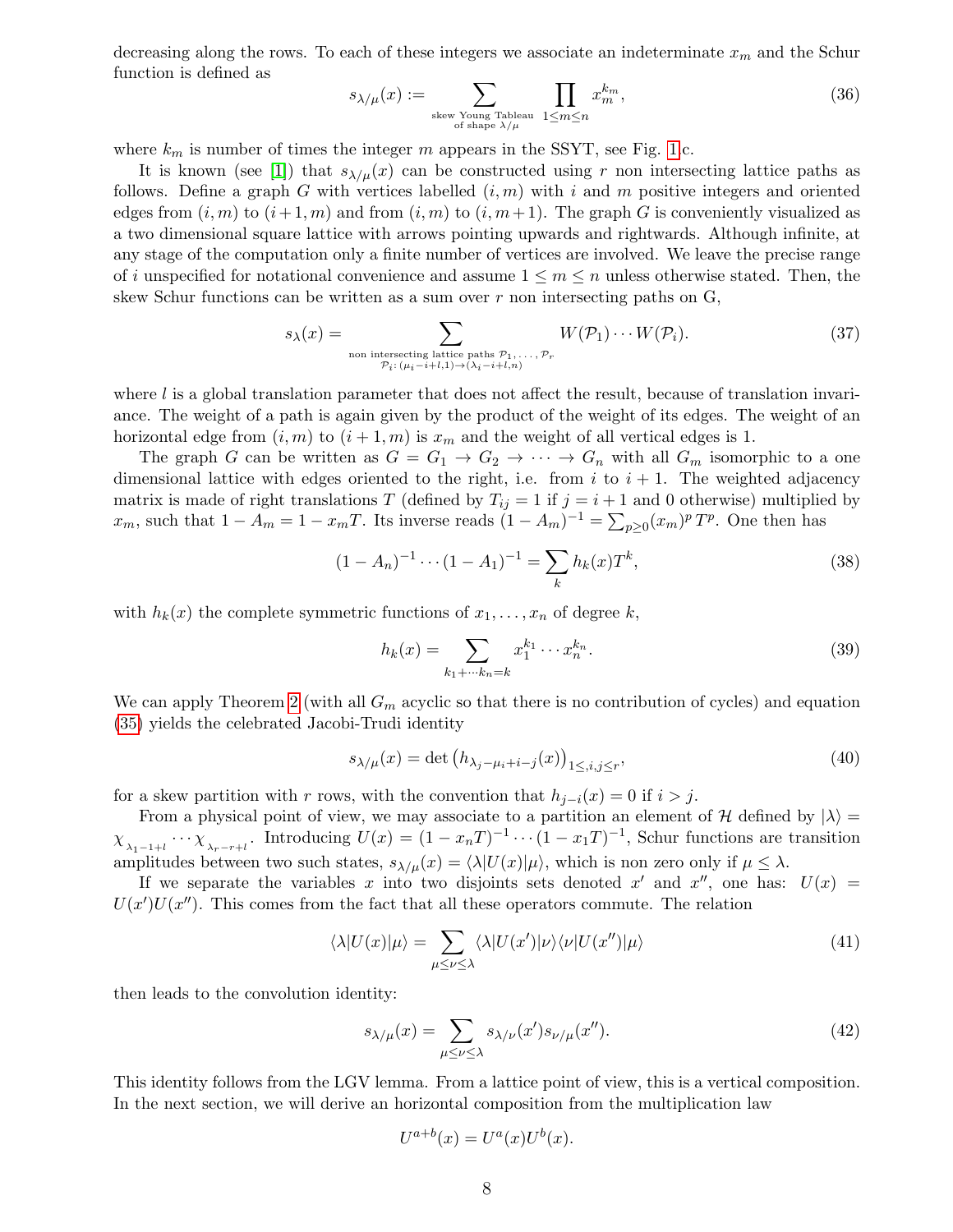decreasing along the rows. To each of these integers we associate an indeterminate $x_m$ and the Schur function is defined as

$$s_{\lambda/\mu}(x) := \sum_{\substack{\text{skew Young Tableau}\\ \text{of shape } \lambda/\mu}} \prod_{1\leq m\leq n} x_m^{k_m}, \tag{36}$$

where $k_m$ is number of times the integer $m$ appears in the SSYT, see Fig. 1c.

It is known (see [1]) that $s_{\lambda/\mu}(x)$ can be constructed using $r$ non intersecting lattice paths as follows. Define a graph $G$ with vertices labelled $(i, m)$ with $i$ and $m$ positive integers and oriented edges from $(i, m)$ to $(i+1, m)$ and from $(i, m)$ to $(i, m+1)$. The graph $G$ is conveniently visualized as a two dimensional square lattice with arrows pointing upwards and rightwards. Although infinite, at any stage of the computation only a finite number of vertices are involved. We leave the precise range of $i$ unspecified for notational convenience and assume $1 \leq m \leq n$ unless otherwise stated. Then, the skew Schur functions can be written as a sum over $r$ non intersecting paths on G,

$$s_\lambda(x) = \sum_{\substack{\text{non intersecting lattice paths } \mathcal{P}_1,\ldots,\mathcal{P}_r\\ \mathcal{P}_i:\,(\mu_i-i+l,1)\to(\lambda_i-i+l,n)}} W(\mathcal{P}_1)\cdots W(\mathcal{P}_i). \tag{37}$$

where $l$ is a global translation parameter that does not affect the result, because of translation invariance. The weight of a path is again given by the product of the weight of its edges. The weight of an horizontal edge from $(i, m)$ to $(i+1, m)$ is $x_m$ and the weight of all vertical edges is 1.

The graph $G$ can be written as $G = G_1 \to G_2 \to \cdots \to G_n$ with all $G_m$ isomorphic to a one dimensional lattice with edges oriented to the right, i.e. from $i$ to $i+1$. The weighted adjacency matrix is made of right translations $T$ (defined by $T_{ij} = 1$ if $j = i+1$ and 0 otherwise) multiplied by $x_m$, such that $1 - A_m = 1 - x_m T$. Its inverse reads $(1 - A_m)^{-1} = \sum_{p\geq 0}(x_m)^p\, T^p$. One then has

$$(1 - A_n)^{-1} \cdots (1 - A_1)^{-1} = \sum_k h_k(x) T^k, \tag{38}$$

with $h_k(x)$ the complete symmetric functions of $x_1, \ldots, x_n$ of degree $k$,

$$h_k(x) = \sum_{k_1+\cdots k_n = k} x_1^{k_1} \cdots x_n^{k_n}. \tag{39}$$

We can apply Theorem 2 (with all $G_m$ acyclic so that there is no contribution of cycles) and equation (35) yields the celebrated Jacobi-Trudi identity

$$s_{\lambda/\mu}(x) = \det\left(h_{\lambda_j-\mu_i+i-j}(x)\right)_{1\leq,i,j\leq r}, \tag{40}$$

for a skew partition with $r$ rows, with the convention that $h_{j-i}(x) = 0$ if $i > j$.

From a physical point of view, we may associate to a partition an element of $\mathcal{H}$ defined by $|\lambda\rangle = \chi_{\lambda_1-1+l} \cdots \chi_{\lambda_r-r+l}$. Introducing $U(x) = (1 - x_n T)^{-1} \cdots (1 - x_1 T)^{-1}$, Schur functions are transition amplitudes between two such states, $s_{\lambda/\mu}(x) = \langle\lambda|U(x)|\mu\rangle$, which is non zero only if $\mu \leq \lambda$.

If we separate the variables $x$ into two disjoints sets denoted $x'$ and $x''$, one has: $U(x) = U(x')U(x'')$. This comes from the fact that all these operators commute. The relation

$$\langle\lambda|U(x)|\mu\rangle = \sum_{\mu\leq\nu\leq\lambda} \langle\lambda|U(x')|\nu\rangle\langle\nu|U(x'')|\mu\rangle \tag{41}$$

then leads to the convolution identity:

$$s_{\lambda/\mu}(x) = \sum_{\mu\leq\nu\leq\lambda} s_{\lambda/\nu}(x')s_{\nu/\mu}(x''). \tag{42}$$

This identity follows from the LGV lemma. From a lattice point of view, this is a vertical composition. In the next section, we will derive an horizontal composition from the multiplication law

$$U^{a+b}(x) = U^a(x)U^b(x).$$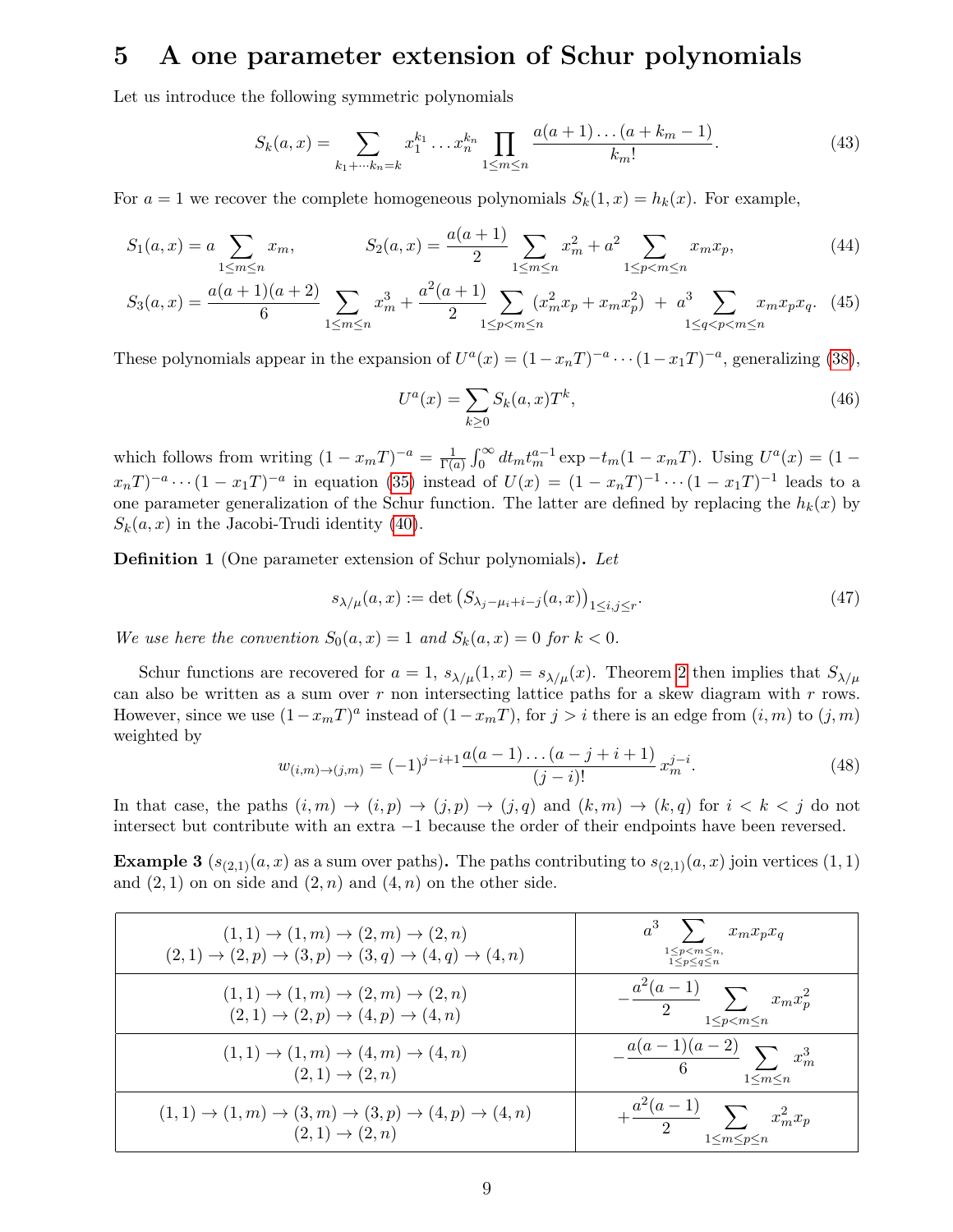# 5 A one parameter extension of Schur polynomials

Let us introduce the following symmetric polynomials

$$S_k(a,x) = \sum_{k_1+\cdots k_n=k} x_1^{k_1}\dots x_n^{k_n} \prod_{1\leq m\leq n} \frac{a(a+1)\dots(a+k_m-1)}{k_m!}. \tag{43}$$

For $a=1$ we recover the complete homogeneous polynomials $S_k(1,x)=h_k(x)$. For example,

$$S_1(a,x) = a\sum_{1\leq m\leq n} x_m, \qquad S_2(a,x) = \frac{a(a+1)}{2}\sum_{1\leq m\leq n} x_m^2 + a^2 \sum_{1\leq p<m\leq n} x_m x_p, \tag{44}$$

$$S_3(a,x) = \frac{a(a+1)(a+2)}{6}\sum_{1\leq m\leq n} x_m^3 + \frac{a^2(a+1)}{2}\sum_{1\leq p<m\leq n}(x_m^2x_p + x_m x_p^2) \;+\; a^3 \sum_{1\leq q<p<m\leq n} x_m x_p x_q. \tag{45}$$

These polynomials appear in the expansion of $U^a(x) = (1-x_nT)^{-a}\cdots(1-x_1T)^{-a}$, generalizing (38),

$$U^a(x) = \sum_{k\geq 0} S_k(a,x)T^k, \tag{46}$$

which follows from writing $(1-x_mT)^{-a} = \frac{1}{\Gamma(a)}\int_0^\infty dt_m t_m^{a-1}\exp -t_m(1-x_mT)$. Using $U^a(x) = (1-x_nT)^{-a}\cdots(1-x_1T)^{-a}$ in equation (35) instead of $U(x) = (1-x_nT)^{-1}\cdots(1-x_1T)^{-1}$ leads to a one parameter generalization of the Schur function. The latter are defined by replacing the $h_k(x)$ by $S_k(a,x)$ in the Jacobi-Trudi identity (40).

**Definition 1** (One parameter extension of Schur polynomials)**.** *Let*

$$s_{\lambda/\mu}(a,x) := \det\left(S_{\lambda_j-\mu_i+i-j}(a,x)\right)_{1\leq i,j\leq r}. \tag{47}$$

*We use here the convention $S_0(a,x)=1$ and $S_k(a,x)=0$ for $k<0$.*

Schur functions are recovered for $a=1$, $s_{\lambda/\mu}(1,x) = s_{\lambda/\mu}(x)$. Theorem 2 then implies that $S_{\lambda/\mu}$ can also be written as a sum over $r$ non intersecting lattice paths for a skew diagram with $r$ rows. However, since we use $(1-x_mT)^a$ instead of $(1-x_mT)$, for $j>i$ there is an edge from $(i,m)$ to $(j,m)$ weighted by

$$w_{(i,m)\to(j,m)} = (-1)^{j-i+1}\frac{a(a-1)\dots(a-j+i+1)}{(j-i)!}\,x_m^{j-i}. \tag{48}$$

In that case, the paths $(i,m)\to(i,p)\to(j,p)\to(j,q)$ and $(k,m)\to(k,q)$ for $i<k<j$ do not intersect but contribute with an extra $-1$ because the order of their endpoints have been reversed.

**Example 3** ($s_{(2,1)}(a,x)$ as a sum over paths)**.** The paths contributing to $s_{(2,1)}(a,x)$ join vertices $(1,1)$ and $(2,1)$ on on side and $(2,n)$ and $(4,n)$ on the other side.

| Paths | Contribution |
|---|---|
| $(1,1)\to(1,m)\to(2,m)\to(2,n)$ <br> $(2,1)\to(2,p)\to(3,p)\to(3,q)\to(4,q)\to(4,n)$ | $a^3\sum_{\substack{1\leq p<m\leq n,\\ 1\leq p\leq q\leq n}} x_m x_p x_q$ |
| $(1,1)\to(1,m)\to(2,m)\to(2,n)$ <br> $(2,1)\to(2,p)\to(4,p)\to(4,n)$ | $-\frac{a^2(a-1)}{2}\sum_{1\leq p<m\leq n} x_m x_p^2$ |
| $(1,1)\to(1,m)\to(4,m)\to(4,n)$ <br> $(2,1)\to(2,n)$ | $-\frac{a(a-1)(a-2)}{6}\sum_{1\leq m\leq n} x_m^3$ |
| $(1,1)\to(1,m)\to(3,m)\to(3,p)\to(4,p)\to(4,n)$ <br> $(2,1)\to(2,n)$ | $+\frac{a^2(a-1)}{2}\sum_{1\leq m\leq p\leq n} x_m^2 x_p$ |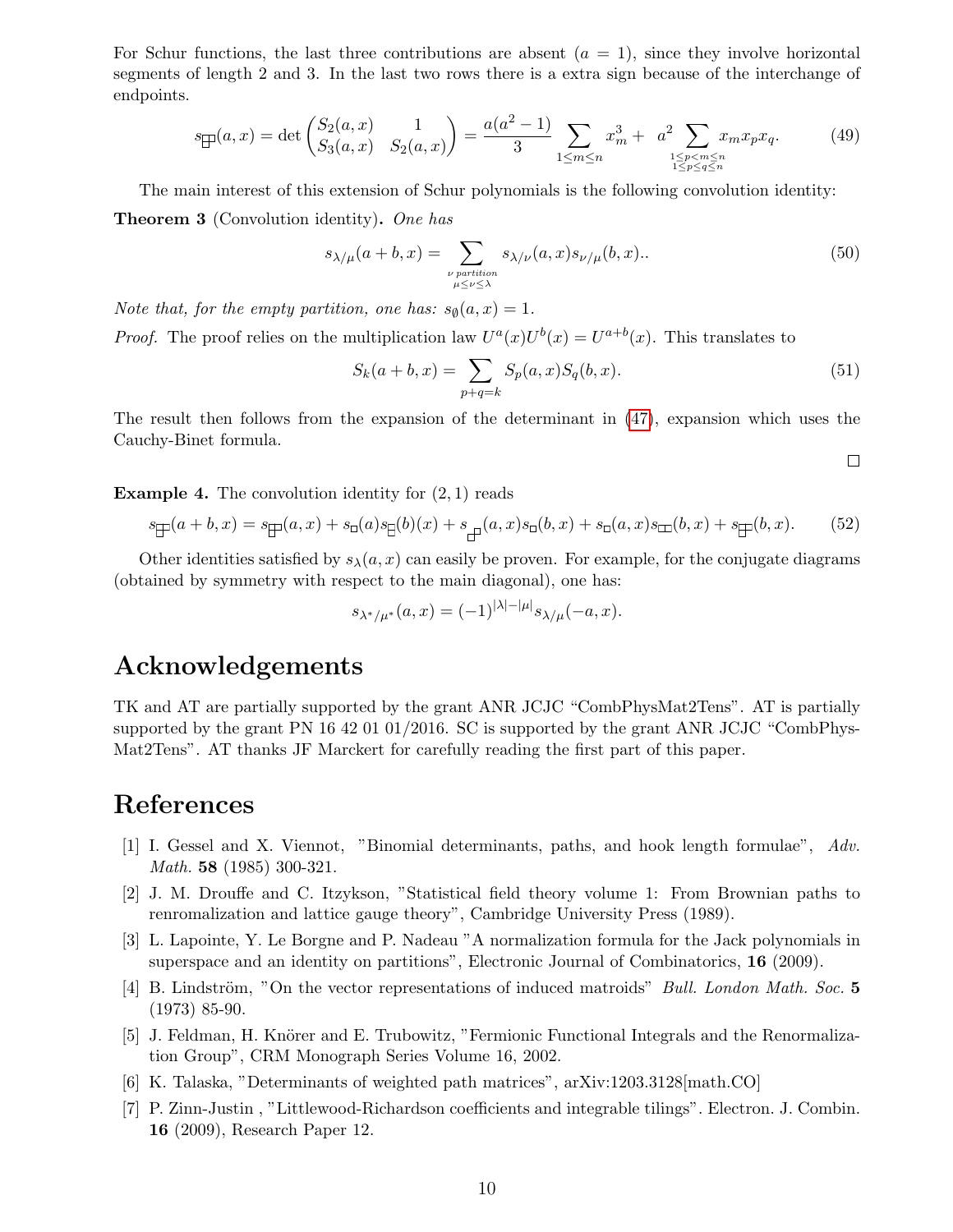For Schur functions, the last three contributions are absent ($a = 1$), since they involve horizontal segments of length 2 and 3. In the last two rows there is a extra sign because of the interchange of endpoints.

$$s_{\square\!\square/\square}(a,x) = \det \begin{pmatrix} S_2(a,x) & 1 \\ S_3(a,x) & S_2(a,x) \end{pmatrix} = \frac{a(a^2-1)}{3} \sum_{1\le m\le n} x_m^3 + \ a^2 \sum_{\substack{1\le p<m\le n \\ 1\le p\le q\le n}} x_m x_p x_q. \tag{49}$$

The main interest of this extension of Schur polynomials is the following convolution identity:

**Theorem 3** (Convolution identity)**.** *One has*

$$s_{\lambda/\mu}(a+b,x) = \sum_{\substack{\nu \text{ partition} \\ \mu\le\nu\le\lambda}} s_{\lambda/\nu}(a,x) s_{\nu/\mu}(b,x).. \tag{50}$$

*Note that, for the empty partition, one has:* $s_\emptyset(a,x) = 1$.

*Proof.* The proof relies on the multiplication law $U^a(x)U^b(x) = U^{a+b}(x)$. This translates to

$$S_k(a+b,x) = \sum_{p+q=k} S_p(a,x) S_q(b,x). \tag{51}$$

The result then follows from the expansion of the determinant in (47), expansion which uses the Cauchy-Binet formula.

□

**Example 4.** The convolution identity for $(2,1)$ reads

$$s_{\square\!\square/\square}(a+b,x) = s_{\square\!\square/\square}(a,x) + s_{\square}(a) s_{\square/\square}(b)(x) + s_{\square/\square}(a,x) s_{\square}(b,x) + s_{\square}(a,x) s_{\square\square}(b,x) + s_{\square\!\square/\square}(b,x). \tag{52}$$

Other identities satisfied by $s_\lambda(a,x)$ can easily be proven. For example, for the conjugate diagrams (obtained by symmetry with respect to the main diagonal), one has:

$$s_{\lambda^*/\mu^*}(a,x) = (-1)^{|\lambda|-|\mu|} s_{\lambda/\mu}(-a,x).$$

# Acknowledgements

TK and AT are partially supported by the grant ANR JCJC "CombPhysMat2Tens". AT is partially supported by the grant PN 16 42 01 01/2016. SC is supported by the grant ANR JCJC "CombPhysMat2Tens". AT thanks JF Marckert for carefully reading the first part of this paper.

# References

[1] I. Gessel and X. Viennot, "Binomial determinants, paths, and hook length formulae", *Adv. Math.* **58** (1985) 300-321.

[2] J. M. Drouffe and C. Itzykson, "Statistical field theory volume 1: From Brownian paths to renromalization and lattice gauge theory", Cambridge University Press (1989).

[3] L. Lapointe, Y. Le Borgne and P. Nadeau "A normalization formula for the Jack polynomials in superspace and an identity on partitions", Electronic Journal of Combinatorics, **16** (2009).

[4] B. Lindström, "On the vector representations of induced matroids" *Bull. London Math. Soc.* **5** (1973) 85-90.

[5] J. Feldman, H. Knörer and E. Trubowitz, "Fermionic Functional Integrals and the Renormalization Group", CRM Monograph Series Volume 16, 2002.

[6] K. Talaska, "Determinants of weighted path matrices", arXiv:1203.3128[math.CO]

[7] P. Zinn-Justin , "Littlewood-Richardson coefficients and integrable tilings". Electron. J. Combin. **16** (2009), Research Paper 12.